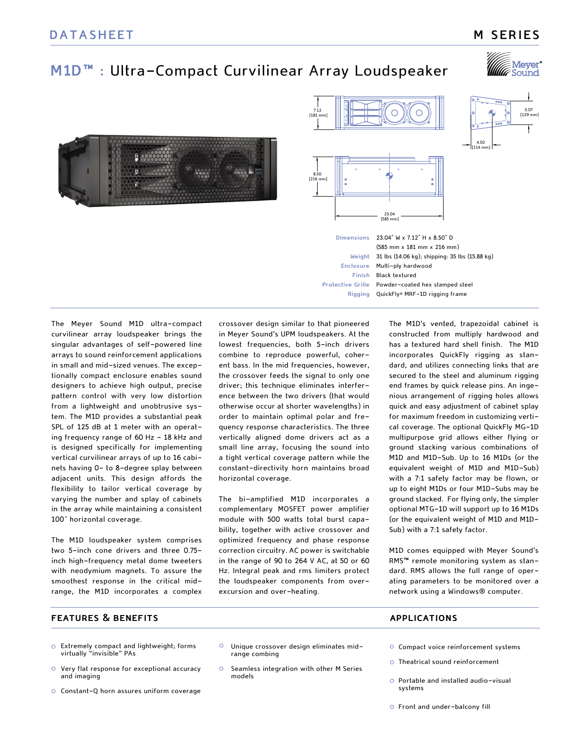DATASHEET

M SERIES

# M1D™ : Ultra-Compact Curvilinear Array Loudspeaker

| | |
|---|---|
| Dimensions | 23.04" W x 7.12" H x 8.50" D (585 mm x 181 mm x 216 mm) |
| Weight | 31 lbs (14.06 kg); shipping: 35 lbs (15.88 kg) |
| Enclosure | Multi-ply hardwood |
| Finish | Black textured |
| Protective Grille | Powder-coated hex stamped steel |
| Rigging | QuickFly® MRF-1D rigging frame |

The Meyer Sound M1D ultra-compact curvilinear array loudspeaker brings the singular advantages of self-powered line arrays to sound reinforcement applications in small and mid-sized venues. The exceptionally compact enclosure enables sound designers to achieve high output, precise pattern control with very low distortion from a lightweight and unobtrusive system. The M1D provides a substantial peak SPL of 125 dB at 1 meter with an operating frequency range of 60 Hz – 18 kHz and is designed specifically for implementing vertical curvilinear arrays of up to 16 cabinets having 0- to 8-degree splay between adjacent units. This design affords the flexibility to tailor vertical coverage by varying the number and splay of cabinets in the array while maintaining a consistent 100° horizontal coverage.

The M1D loudspeaker system comprises two 5-inch cone drivers and three 0.75-inch high-frequency metal dome tweeters with neodymium magnets. To assure the smoothest response in the critical midrange, the M1D incorporates a complex crossover design similar to that pioneered in Meyer Sound's UPM loudspeakers. At the lowest frequencies, both 5-inch drivers combine to reproduce powerful, coherent bass. In the mid frequencies, however, the crossover feeds the signal to only one driver; this technique eliminates interference between the two drivers (that would otherwise occur at shorter wavelengths) in order to maintain optimal polar and frequency response characteristics. The three vertically aligned dome drivers act as a small line array, focusing the sound into a tight vertical coverage pattern while the constant-directivity horn maintains broad horizontal coverage.

The bi-amplified M1D incorporates a complementary MOSFET power amplifier module with 500 watts total burst capability, together with active crossover and optimized frequency and phase response correction circuitry. AC power is switchable in the range of 90 to 264 V AC, at 50 or 60 Hz. Integral peak and rms limiters protect the loudspeaker components from over-excursion and over-heating.

The M1D's vented, trapezoidal cabinet is constructed from multiply hardwood and has a textured hard shell finish. The M1D incorporates QuickFly rigging as standard, and utilizes connecting links that are secured to the steel and aluminum rigging end frames by quick release pins. An ingenious arrangement of rigging holes allows quick and easy adjustment of cabinet splay for maximum freedom in customizing vertical coverage. The optional QuickFly MG-1D multipurpose grid allows either flying or ground stacking various combinations of M1D and M1D-Sub. Up to 16 M1Ds (or the equivalent weight of M1D and M1D-Sub) with a 7:1 safety factor may be flown, or up to eight M1Ds or four M1D-Subs may be ground stacked. For flying only, the simpler optional MTG-1D will support up to 16 M1Ds (or the equivalent weight of M1D and M1D-Sub) with a 7:1 safety factor.

M1D comes equipped with Meyer Sound's RMS™ remote monitoring system as standard. RMS allows the full range of operating parameters to be monitored over a network using a Windows® computer.

## FEATURES & BENEFITS

- Extremely compact and lightweight; forms virtually "invisible" PAs
- Very flat response for exceptional accuracy and imaging
- Constant-Q horn assures uniform coverage
- Unique crossover design eliminates mid-range combing
- Seamless integration with other M Series models

## APPLICATIONS

- Compact voice reinforcement systems
- Theatrical sound reinforcement
- Portable and installed audio-visual systems
- Front and under-balcony fill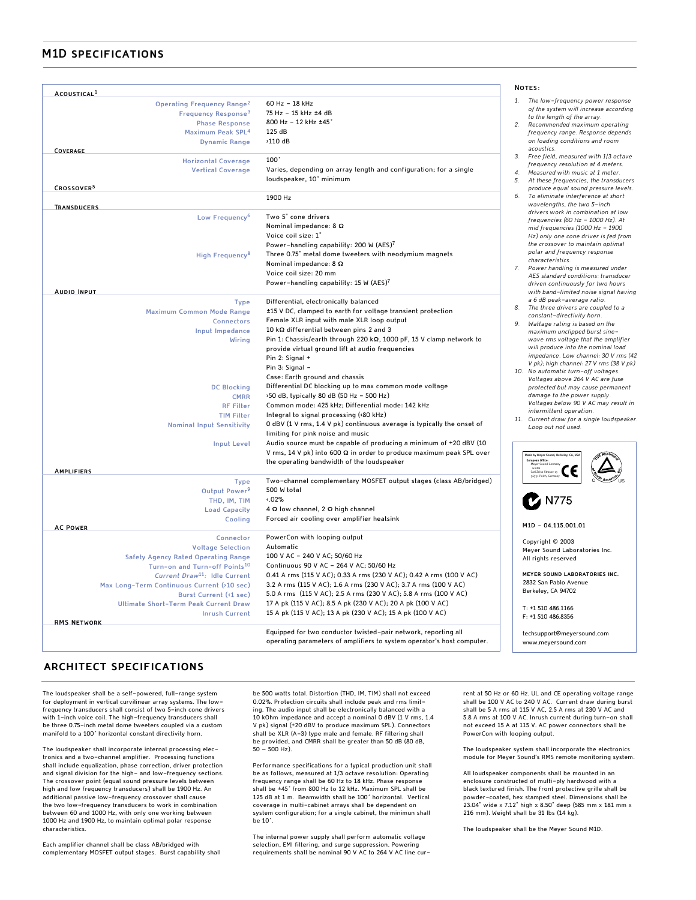## M1D SPECIFICATIONS

| | |
|---|---|
| **ACOUSTICAL**[1] | |
| Operating Frequency Range[2] | 60 Hz – 18 kHz |
| Frequency Response[3] | 75 Hz – 15 kHz ±4 dB |
| Phase Response | 800 Hz – 12 kHz ±45° |
| Maximum Peak SPL[4] | 125 dB |
| Dynamic Range | >110 dB |
| **COVERAGE** | |
| Horizontal Coverage | 100° |
| Vertical Coverage | Varies, depending on array length and configuration; for a single loudspeaker, 10° minimum |
| **CROSSOVER**[5] | |
| | 1900 Hz |
| **TRANSDUCERS** | |
| Low Frequency[6] | Two 5" cone drivers<br>Nominal impedance: 8 Ω<br>Voice coil size: 1"<br>Power-handling capability: 200 W (AES)[7] |
| High Frequency[8] | Three 0.75" metal dome tweeters with neodymium magnets<br>Nominal impedance: 8 Ω<br>Voice coil size: 20 mm<br>Power-handling capability: 15 W (AES)[7] |
| **AUDIO INPUT** | |
| Type | Differential, electronically balanced |
| Maximum Common Mode Range | ±15 V DC, clamped to earth for voltage transient protection |
| Connectors | Female XLR input with male XLR loop output |
| Input Impedance | 10 kΩ differential between pins 2 and 3 |
| Wiring | Pin 1: Chassis/earth through 220 kΩ, 1000 pF, 15 V clamp network to provide virtual ground lift at audio frequencies<br>Pin 2: Signal +<br>Pin 3: Signal –<br>Case: Earth ground and chassis |
| DC Blocking | Differential DC blocking up to max common mode voltage |
| CMRR | >50 dB, typically 80 dB (50 Hz – 500 Hz) |
| RF Filter | Common mode: 425 kHz; Differential mode: 142 kHz |
| TIM Filter | Integral to signal processing (<80 kHz) |
| Nominal Input Sensitivity | 0 dBV (1 V rms, 1.4 V pk) continuous average is typically the onset of limiting for pink noise and music |
| Input Level | Audio source must be capable of producing a minimum of +20 dBV (10 V rms, 14 V pk) into 600 Ω in order to produce maximum peak SPL over the operating bandwidth of the loudspeaker |
| **AMPLIFIERS** | |
| Type | Two-channel complementary MOSFET output stages (class AB/bridged) |
| Output Power[9] | 500 W total |
| THD, IM, TIM | <.02% |
| Load Capacity | 4 Ω low channel, 2 Ω high channel |
| Cooling | Forced air cooling over amplifier heatsink |
| **AC POWER** | |
| Connector | PowerCon with looping output |
| Voltage Selection | Automatic |
| Safety Agency Rated Operating Range | 100 V AC – 240 V AC; 50/60 Hz |
| Turn-on and Turn-off Points[10] | Continuous 90 V AC – 264 V AC; 50/60 Hz |
| *Current Draw*[11]: Idle Current | 0.41 A rms (115 V AC); 0.33 A rms (230 V AC); 0.42 A rms (100 V AC) |
| Max Long-Term Continuous Current (>10 sec) | 3.2 A rms (115 V AC); 1.6 A rms (230 V AC); 3.7 A rms (100 V AC) |
| Burst Current (<1 sec) | 5.0 A rms (115 V AC); 2.5 A rms (230 V AC); 5.8 A rms (100 V AC) |
| Ultimate Short-Term Peak Current Draw | 17 A pk (115 V AC); 8.5 A pk (230 V AC); 20 A pk (100 V AC) |
| Inrush Current | 15 A pk (115 V AC); 13 A pk (230 V AC); 15 A pk (100 V AC) |
| **RMS NETWORK** | |
| | Equipped for two conductor twisted-pair network, reporting all operating parameters of amplifiers to system operator's host computer. |

**NOTES:**

1. *The low-frequency power response of the system will increase according to the length of the array.*
2. *Recommended maximum operating frequency range. Response depends on loading conditions and room acoustics.*
3. *Free field, measured with 1/3 octave frequency resolution at 4 meters.*
4. *Measured with music at 1 meter.*
5. *At these frequencies, the transducers produce equal sound pressure levels.*
6. *To eliminate interference at short wavelengths, the two 5-inch drivers work in combination at low frequencies (60 Hz – 1000 Hz). At mid frequencies (1000 Hz – 1900 Hz) only one cone driver is fed from the crossover to maintain optimal polar and frequency response characteristics.*
7. *Power handling is measured under AES standard conditions: transducer driven continuously for two hours with band-limited noise signal having a 6 dB peak-average ratio.*
8. *The three drivers are coupled to a constant-directivity horn.*
9. *Wattage rating is based on the maximum unclipped burst sine-wave rms voltage that the amplifier will produce into the nominal load impedance. Low channel: 30 V rms (42 V pk); high channel: 27 V rms (38 V pk)*
10. *No automatic turn-off voltages. Voltages above 264 V AC are fuse protected but may cause permanent damage to the power supply. Voltages below 90 V AC may result in intermittent operation.*
11. *Current draw for a single loudspeaker. Loop out not used.*

Made by Meyer Sound, Berkeley, CA, USA
European Office:
Meyer Sound Germany GmbH
Carl Zeiss Strasse 13
56751 Polch, Germany

N775

M1D - 04.115.001.01

Copyright © 2003
Meyer Sound Laboratories Inc.
All rights reserved

**MEYER SOUND LABORATORIES INC.**
2832 San Pablo Avenue
Berkeley, CA 94702

T: +1 510 486.1166
F: +1 510 486.8356

techsupport@meyersound.com
www.meyersound.com

## ARCHITECT SPECIFICATIONS

The loudspeaker shall be a self-powered, full-range system for deployment in vertical curvilinear array systems. The low-frequency transducers shall consist of two 5-inch cone drivers with 1-inch voice coil. The high-frequency transducers shall be three 0.75-inch metal dome tweeters coupled via a custom manifold to a 100° horizontal constant directivity horn.

The loudspeaker shall incorporate internal processing electronics and a two-channel amplifier. Processing functions shall include equalization, phase correction, driver protection and signal division for the high- and low-frequency sections. The crossover point (equal sound pressure levels between high and low frequency transducers) shall be 1900 Hz. An additional passive low-frequency crossover shall cause the two low-frequency transducers to work in combination between 60 and 1000 Hz, with only one working between 1000 Hz and 1900 Hz, to maintain optimal polar response characteristics.

Each amplifier channel shall be class AB/bridged with complementary MOSFET output stages. Burst capability shall be 500 watts total. Distortion (THD, IM, TIM) shall not exceed 0.02%. Protection circuits shall include peak and rms limiting. The audio input shall be electronically balanced with a 10 kOhm impedance and accept a nominal 0 dBV (1 V rms, 1.4 V pk) signal (+20 dBV to produce maximum SPL). Connectors shall be XLR (A-3) type male and female. RF filtering shall be provided, and CMRR shall be greater than 50 dB (80 dB, 50 – 500 Hz).

Performance specifications for a typical production unit shall be as follows, measured at 1/3 octave resolution: Operating frequency range shall be 60 Hz to 18 kHz. Phase response shall be ±45° from 800 Hz to 12 kHz. Maximum SPL shall be 125 dB at 1 m. Beamwidth shall be 100° horizontal. Vertical coverage in multi-cabinet arrays shall be dependent on system configuration; for a single cabinet, the minimun shall be 10°.

The internal power supply shall perform automatic voltage selection, EMI filtering, and surge suppression. Powering requirements shall be nominal 90 V AC to 264 V AC line current at 50 Hz or 60 Hz. UL and CE operating voltage range shall be 100 V AC to 240 V AC. Current draw during burst shall be 5 A rms at 115 V AC, 2.5 A rms at 230 V AC and 5.8 A rms at 100 V AC. Inrush current during turn-on shall not exceed 15 A at 115 V AC. AC power connectors shall be PowerCon with looping output.

The loudspeaker system shall incorporate the electronics module for Meyer Sound's RMS remote monitoring system.

All loudspeaker components shall be mounted in an enclosure constructed of multi-ply hardwood with a black textured finish. The front protective grille shall be powder-coated, hex stamped steel. Dimensions shall be 23.04" wide x 7.12" high x 8.50" deep (585 mm x 181 mm x 216 mm). Weight shall be 31 lbs (14 kg).

The loudspeaker shall be the Meyer Sound M1D.